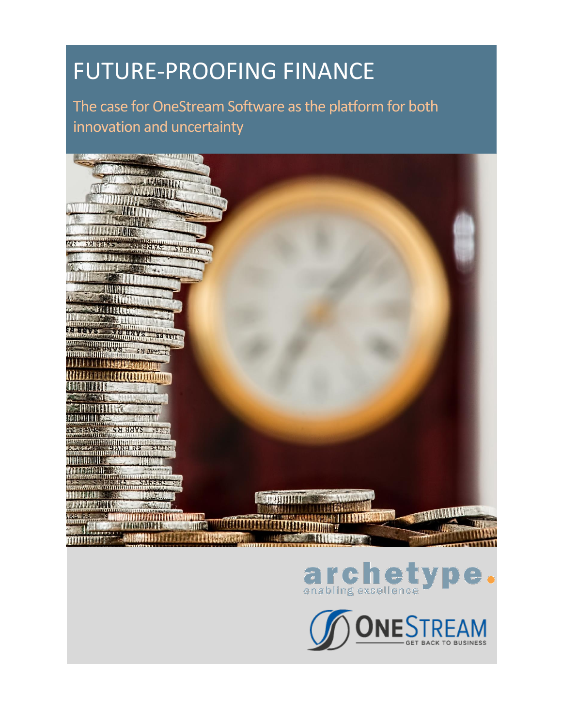# FUTURE-PROOFING FINANCE

The case for OneStream Software as the platform for both innovation and uncertainty

archetype.
enabling excellence

ONESTREAM
GET BACK TO BUSINESS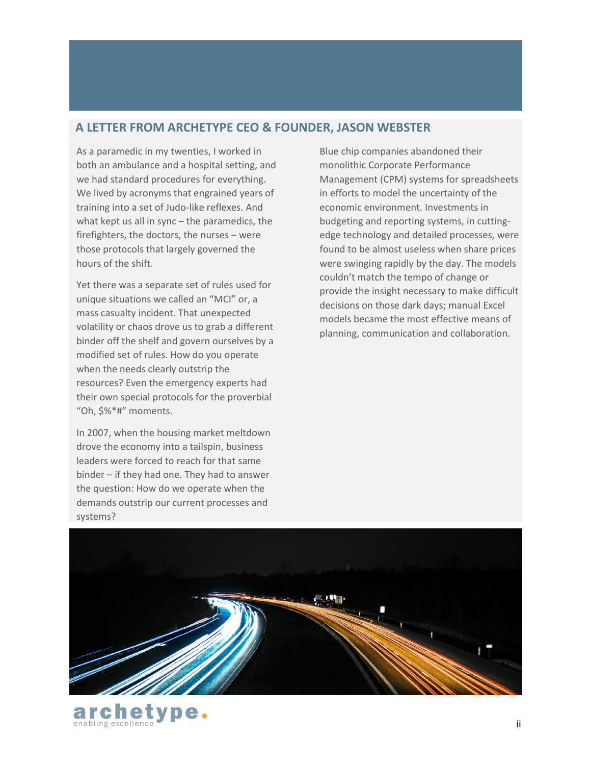## A LETTER FROM ARCHETYPE CEO & FOUNDER, JASON WEBSTER

As a paramedic in my twenties, I worked in both an ambulance and a hospital setting, and we had standard procedures for everything. We lived by acronyms that engrained years of training into a set of Judo-like reflexes. And what kept us all in sync – the paramedics, the firefighters, the doctors, the nurses – were those protocols that largely governed the hours of the shift.

Yet there was a separate set of rules used for unique situations we called an "MCI" or, a mass casualty incident. That unexpected volatility or chaos drove us to grab a different binder off the shelf and govern ourselves by a modified set of rules. How do you operate when the needs clearly outstrip the resources? Even the emergency experts had their own special protocols for the proverbial "Oh, $%*#" moments.

In 2007, when the housing market meltdown drove the economy into a tailspin, business leaders were forced to reach for that same binder – if they had one. They had to answer the question: How do we operate when the demands outstrip our current processes and systems?

Blue chip companies abandoned their monolithic Corporate Performance Management (CPM) systems for spreadsheets in efforts to model the uncertainty of the economic environment. Investments in budgeting and reporting systems, in cutting-edge technology and detailed processes, were found to be almost useless when share prices were swinging rapidly by the day. The models couldn't match the tempo of change or provide the insight necessary to make difficult decisions on those dark days; manual Excel models became the most effective means of planning, communication and collaboration.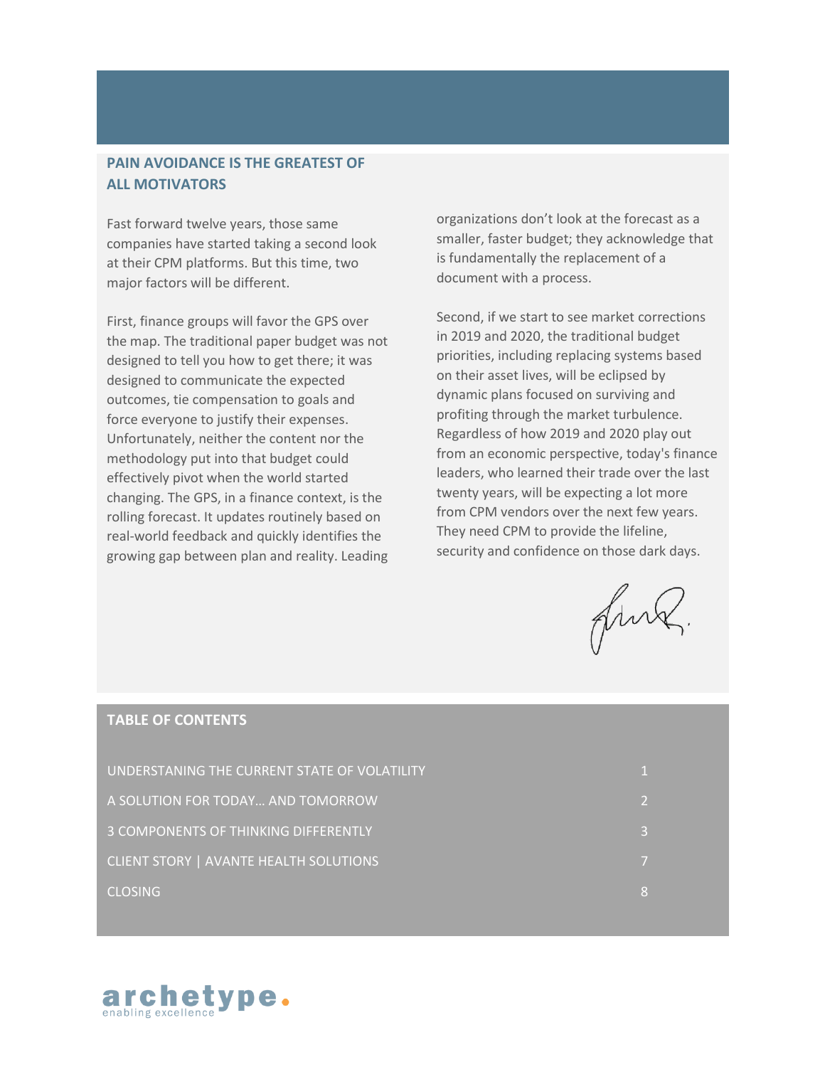## PAIN AVOIDANCE IS THE GREATEST OF ALL MOTIVATORS

Fast forward twelve years, those same companies have started taking a second look at their CPM platforms. But this time, two major factors will be different.

First, finance groups will favor the GPS over the map. The traditional paper budget was not designed to tell you how to get there; it was designed to communicate the expected outcomes, tie compensation to goals and force everyone to justify their expenses. Unfortunately, neither the content nor the methodology put into that budget could effectively pivot when the world started changing. The GPS, in a finance context, is the rolling forecast. It updates routinely based on real-world feedback and quickly identifies the growing gap between plan and reality. Leading organizations don't look at the forecast as a smaller, faster budget; they acknowledge that is fundamentally the replacement of a document with a process.

Second, if we start to see market corrections in 2019 and 2020, the traditional budget priorities, including replacing systems based on their asset lives, will be eclipsed by dynamic plans focused on surviving and profiting through the market turbulence. Regardless of how 2019 and 2020 play out from an economic perspective, today's finance leaders, who learned their trade over the last twenty years, will be expecting a lot more from CPM vendors over the next few years. They need CPM to provide the lifeline, security and confidence on those dark days.

## TABLE OF CONTENTS

| | |
|---|---|
| UNDERSTANING THE CURRENT STATE OF VOLATILITY | 1 |
| A SOLUTION FOR TODAY… AND TOMORROW | 2 |
| 3 COMPONENTS OF THINKING DIFFERENTLY | 3 |
| CLIENT STORY \| AVANTE HEALTH SOLUTIONS | 7 |
| CLOSING | 8 |

archetype.
enabling excellence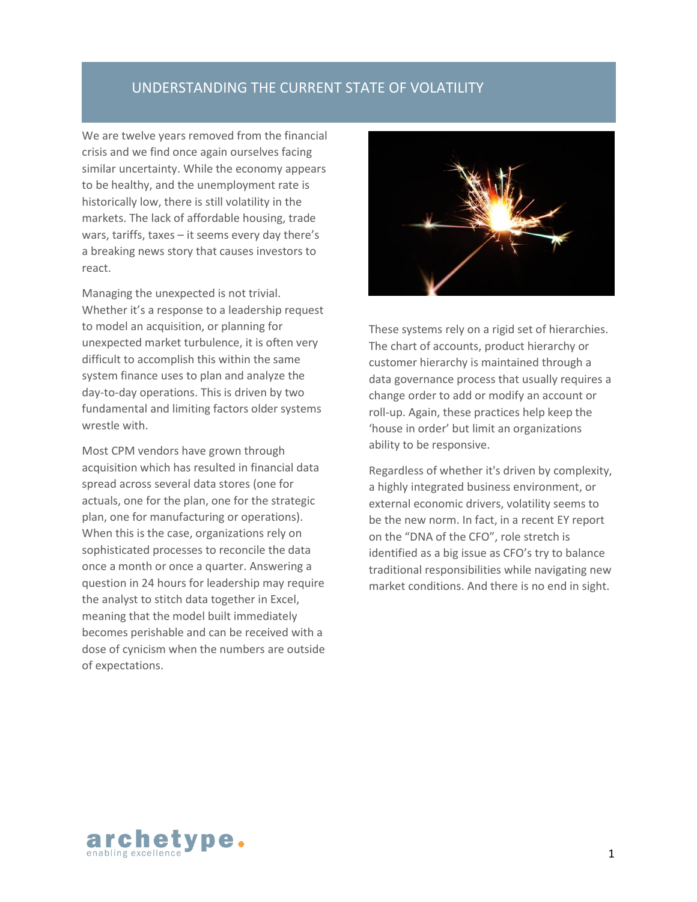## UNDERSTANDING THE CURRENT STATE OF VOLATILITY

We are twelve years removed from the financial crisis and we find once again ourselves facing similar uncertainty. While the economy appears to be healthy, and the unemployment rate is historically low, there is still volatility in the markets. The lack of affordable housing, trade wars, tariffs, taxes – it seems every day there's a breaking news story that causes investors to react.

Managing the unexpected is not trivial. Whether it's a response to a leadership request to model an acquisition, or planning for unexpected market turbulence, it is often very difficult to accomplish this within the same system finance uses to plan and analyze the day-to-day operations. This is driven by two fundamental and limiting factors older systems wrestle with.

Most CPM vendors have grown through acquisition which has resulted in financial data spread across several data stores (one for actuals, one for the plan, one for the strategic plan, one for manufacturing or operations). When this is the case, organizations rely on sophisticated processes to reconcile the data once a month or once a quarter. Answering a question in 24 hours for leadership may require the analyst to stitch data together in Excel, meaning that the model built immediately becomes perishable and can be received with a dose of cynicism when the numbers are outside of expectations.

These systems rely on a rigid set of hierarchies. The chart of accounts, product hierarchy or customer hierarchy is maintained through a data governance process that usually requires a change order to add or modify an account or roll-up. Again, these practices help keep the 'house in order' but limit an organizations ability to be responsive.

Regardless of whether it's driven by complexity, a highly integrated business environment, or external economic drivers, volatility seems to be the new norm. In fact, in a recent EY report on the "DNA of the CFO", role stretch is identified as a big issue as CFO's try to balance traditional responsibilities while navigating new market conditions. And there is no end in sight.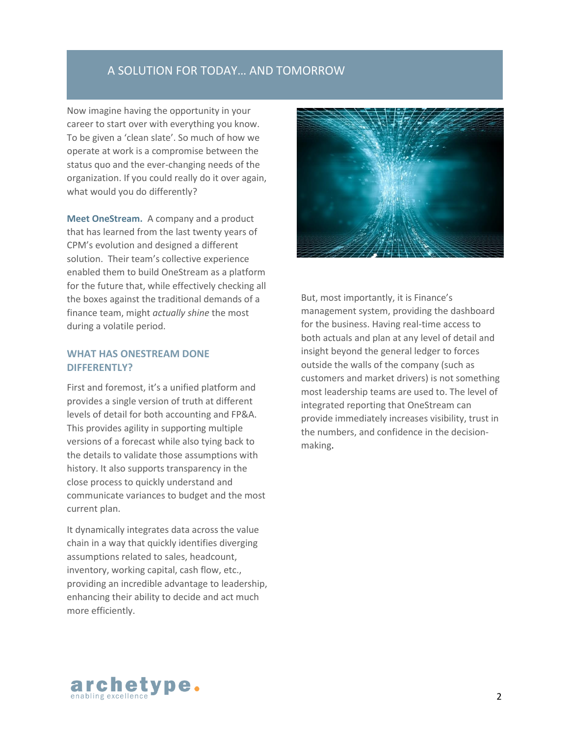## A SOLUTION FOR TODAY… AND TOMORROW

Now imagine having the opportunity in your career to start over with everything you know. To be given a 'clean slate'. So much of how we operate at work is a compromise between the status quo and the ever-changing needs of the organization. If you could really do it over again, what would you do differently?

**Meet OneStream.** A company and a product that has learned from the last twenty years of CPM's evolution and designed a different solution. Their team's collective experience enabled them to build OneStream as a platform for the future that, while effectively checking all the boxes against the traditional demands of a finance team, might *actually shine* the most during a volatile period.

### WHAT HAS ONESTREAM DONE DIFFERENTLY?

First and foremost, it's a unified platform and provides a single version of truth at different levels of detail for both accounting and FP&A. This provides agility in supporting multiple versions of a forecast while also tying back to the details to validate those assumptions with history. It also supports transparency in the close process to quickly understand and communicate variances to budget and the most current plan.

It dynamically integrates data across the value chain in a way that quickly identifies diverging assumptions related to sales, headcount, inventory, working capital, cash flow, etc., providing an incredible advantage to leadership, enhancing their ability to decide and act much more efficiently.

But, most importantly, it is Finance's management system, providing the dashboard for the business. Having real-time access to both actuals and plan at any level of detail and insight beyond the general ledger to forces outside the walls of the company (such as customers and market drivers) is not something most leadership teams are used to. The level of integrated reporting that OneStream can provide immediately increases visibility, trust in the numbers, and confidence in the decision-making.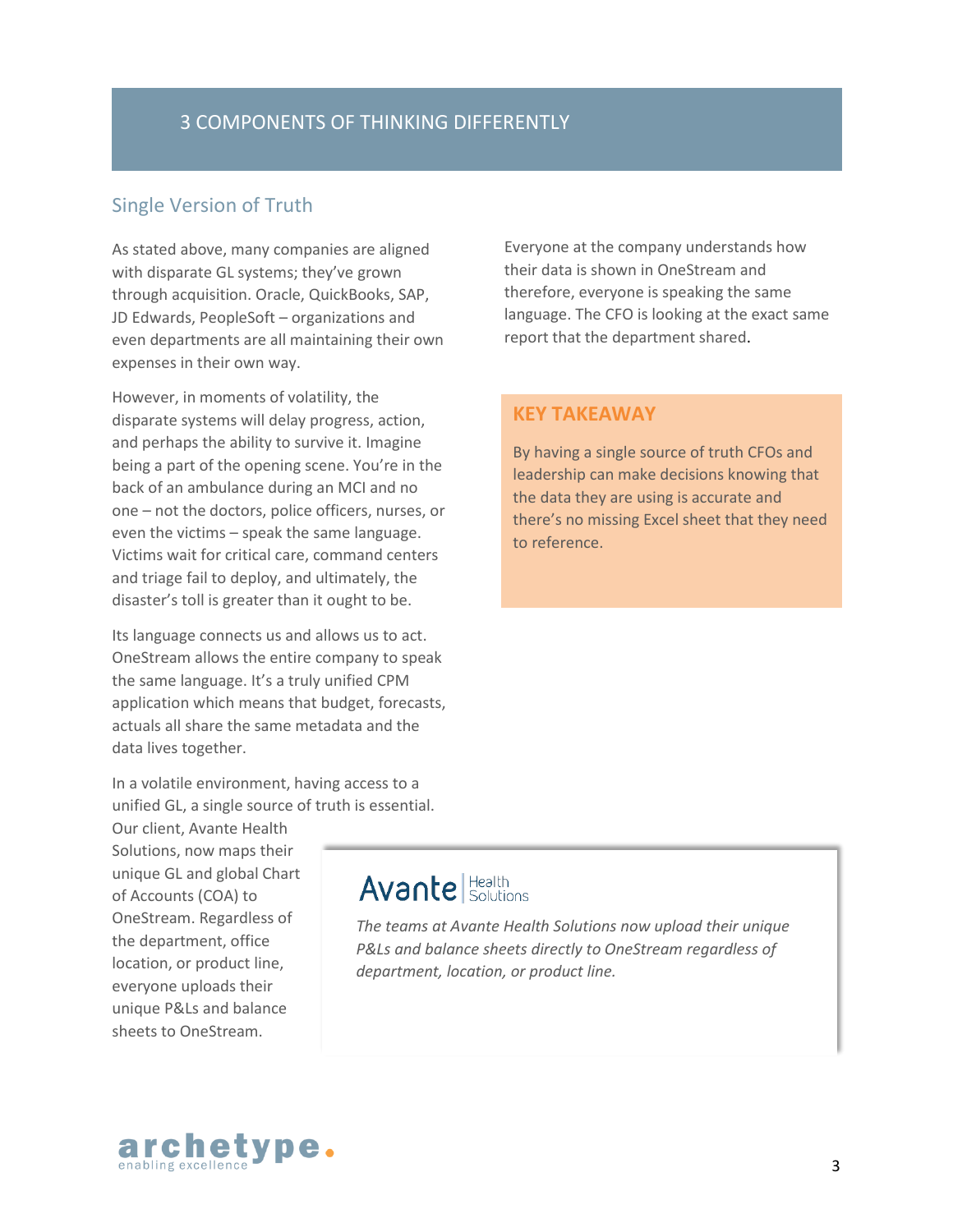## 3 COMPONENTS OF THINKING DIFFERENTLY

### Single Version of Truth

As stated above, many companies are aligned with disparate GL systems; they've grown through acquisition. Oracle, QuickBooks, SAP, JD Edwards, PeopleSoft – organizations and even departments are all maintaining their own expenses in their own way.

However, in moments of volatility, the disparate systems will delay progress, action, and perhaps the ability to survive it. Imagine being a part of the opening scene. You're in the back of an ambulance during an MCI and no one – not the doctors, police officers, nurses, or even the victims – speak the same language. Victims wait for critical care, command centers and triage fail to deploy, and ultimately, the disaster's toll is greater than it ought to be.

Its language connects us and allows us to act. OneStream allows the entire company to speak the same language. It's a truly unified CPM application which means that budget, forecasts, actuals all share the same metadata and the data lives together.

In a volatile environment, having access to a unified GL, a single source of truth is essential. Our client, Avante Health Solutions, now maps their unique GL and global Chart of Accounts (COA) to OneStream. Regardless of the department, office location, or product line, everyone uploads their unique P&Ls and balance sheets to OneStream.

Everyone at the company understands how their data is shown in OneStream and therefore, everyone is speaking the same language. The CFO is looking at the exact same report that the department shared.

**KEY TAKEAWAY**

By having a single source of truth CFOs and leadership can make decisions knowing that the data they are using is accurate and there's no missing Excel sheet that they need to reference.

Avante Health Solutions

*The teams at Avante Health Solutions now upload their unique P&Ls and balance sheets directly to OneStream regardless of department, location, or product line.*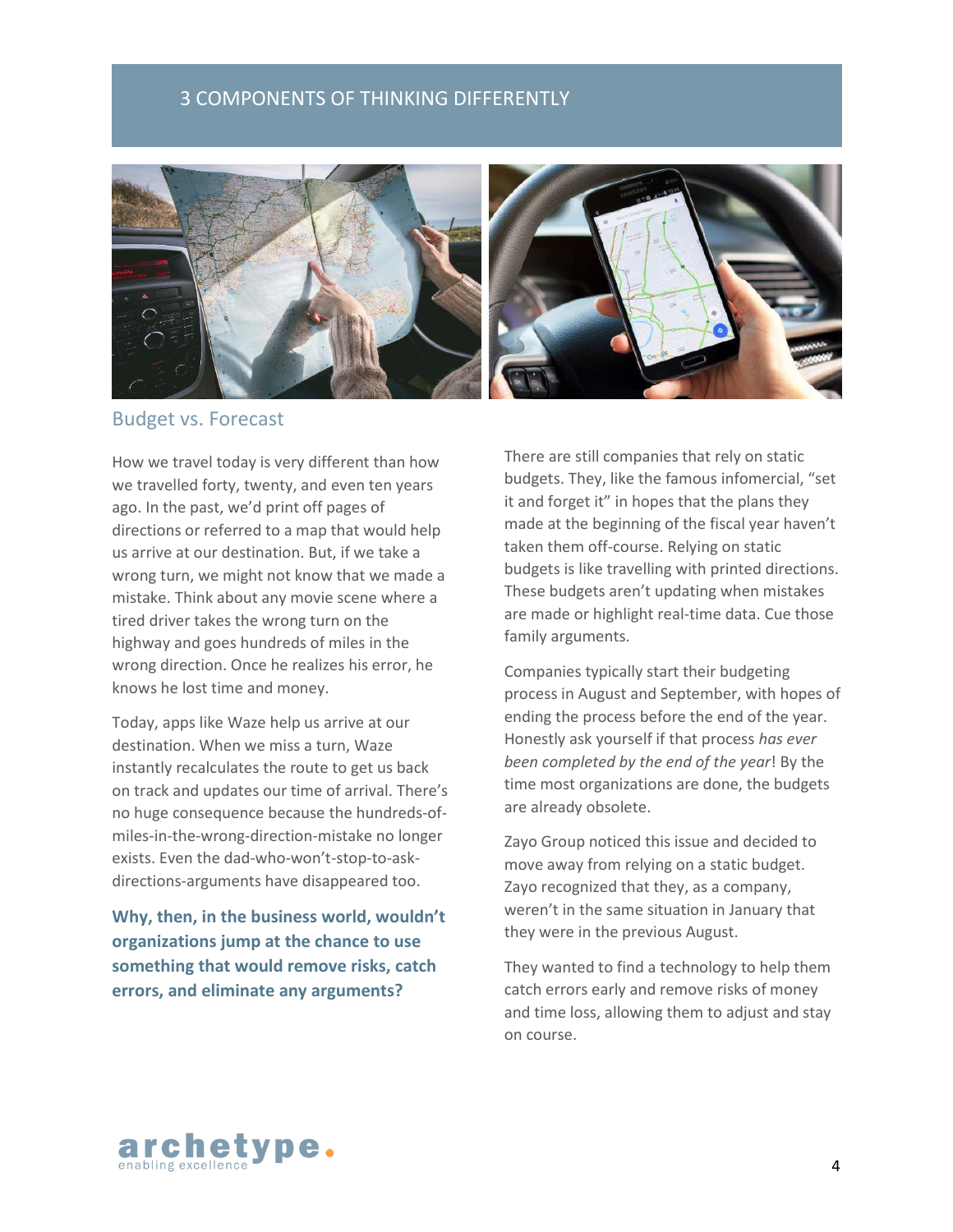# 3 COMPONENTS OF THINKING DIFFERENTLY

## Budget vs. Forecast

How we travel today is very different than how we travelled forty, twenty, and even ten years ago. In the past, we'd print off pages of directions or referred to a map that would help us arrive at our destination. But, if we take a wrong turn, we might not know that we made a mistake. Think about any movie scene where a tired driver takes the wrong turn on the highway and goes hundreds of miles in the wrong direction. Once he realizes his error, he knows he lost time and money.

Today, apps like Waze help us arrive at our destination. When we miss a turn, Waze instantly recalculates the route to get us back on track and updates our time of arrival. There's no huge consequence because the hundreds-of-miles-in-the-wrong-direction-mistake no longer exists. Even the dad-who-won't-stop-to-ask-directions-arguments have disappeared too.

**Why, then, in the business world, wouldn't organizations jump at the chance to use something that would remove risks, catch errors, and eliminate any arguments?**

There are still companies that rely on static budgets. They, like the famous infomercial, "set it and forget it" in hopes that the plans they made at the beginning of the fiscal year haven't taken them off-course. Relying on static budgets is like travelling with printed directions. These budgets aren't updating when mistakes are made or highlight real-time data. Cue those family arguments.

Companies typically start their budgeting process in August and September, with hopes of ending the process before the end of the year. Honestly ask yourself if that process *has ever been completed by the end of the year*! By the time most organizations are done, the budgets are already obsolete.

Zayo Group noticed this issue and decided to move away from relying on a static budget. Zayo recognized that they, as a company, weren't in the same situation in January that they were in the previous August.

They wanted to find a technology to help them catch errors early and remove risks of money and time loss, allowing them to adjust and stay on course.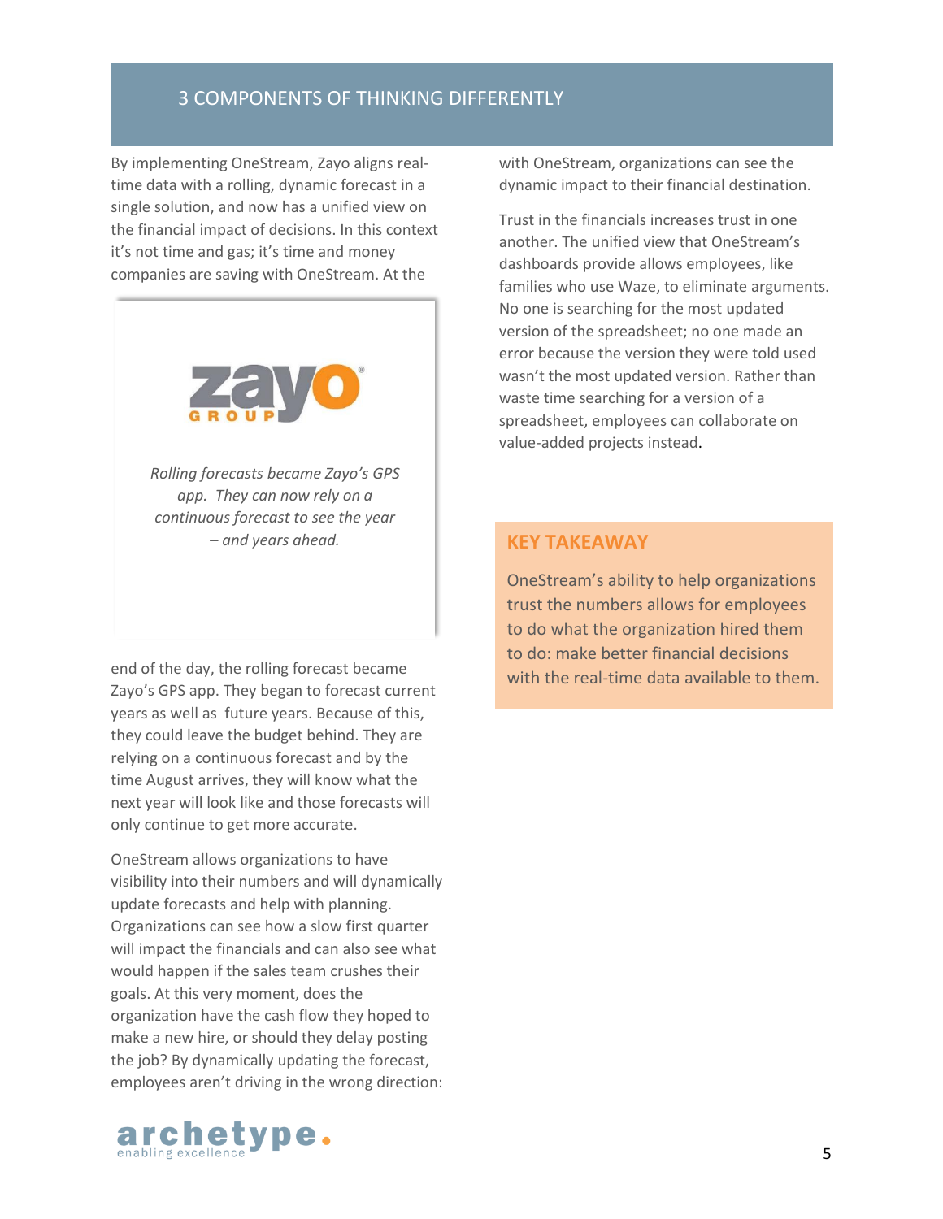## 3 COMPONENTS OF THINKING DIFFERENTLY

By implementing OneStream, Zayo aligns real-time data with a rolling, dynamic forecast in a single solution, and now has a unified view on the financial impact of decisions. In this context it's not time and gas; it's time and money companies are saving with OneStream. At the end of the day, the rolling forecast became Zayo's GPS app. They began to forecast current years as well as future years. Because of this, they could leave the budget behind. They are relying on a continuous forecast and by the time August arrives, they will know what the next year will look like and those forecasts will only continue to get more accurate.

*Rolling forecasts became Zayo's GPS app. They can now rely on a continuous forecast to see the year – and years ahead.*

OneStream allows organizations to have visibility into their numbers and will dynamically update forecasts and help with planning. Organizations can see how a slow first quarter will impact the financials and can also see what would happen if the sales team crushes their goals. At this very moment, does the organization have the cash flow they hoped to make a new hire, or should they delay posting the job? By dynamically updating the forecast, employees aren't driving in the wrong direction: with OneStream, organizations can see the dynamic impact to their financial destination.

Trust in the financials increases trust in one another. The unified view that OneStream's dashboards provide allows employees, like families who use Waze, to eliminate arguments. No one is searching for the most updated version of the spreadsheet; no one made an error because the version they were told used wasn't the most updated version. Rather than waste time searching for a version of a spreadsheet, employees can collaborate on value-added projects instead.

### KEY TAKEAWAY

OneStream's ability to help organizations trust the numbers allows for employees to do what the organization hired them to do: make better financial decisions with the real-time data available to them.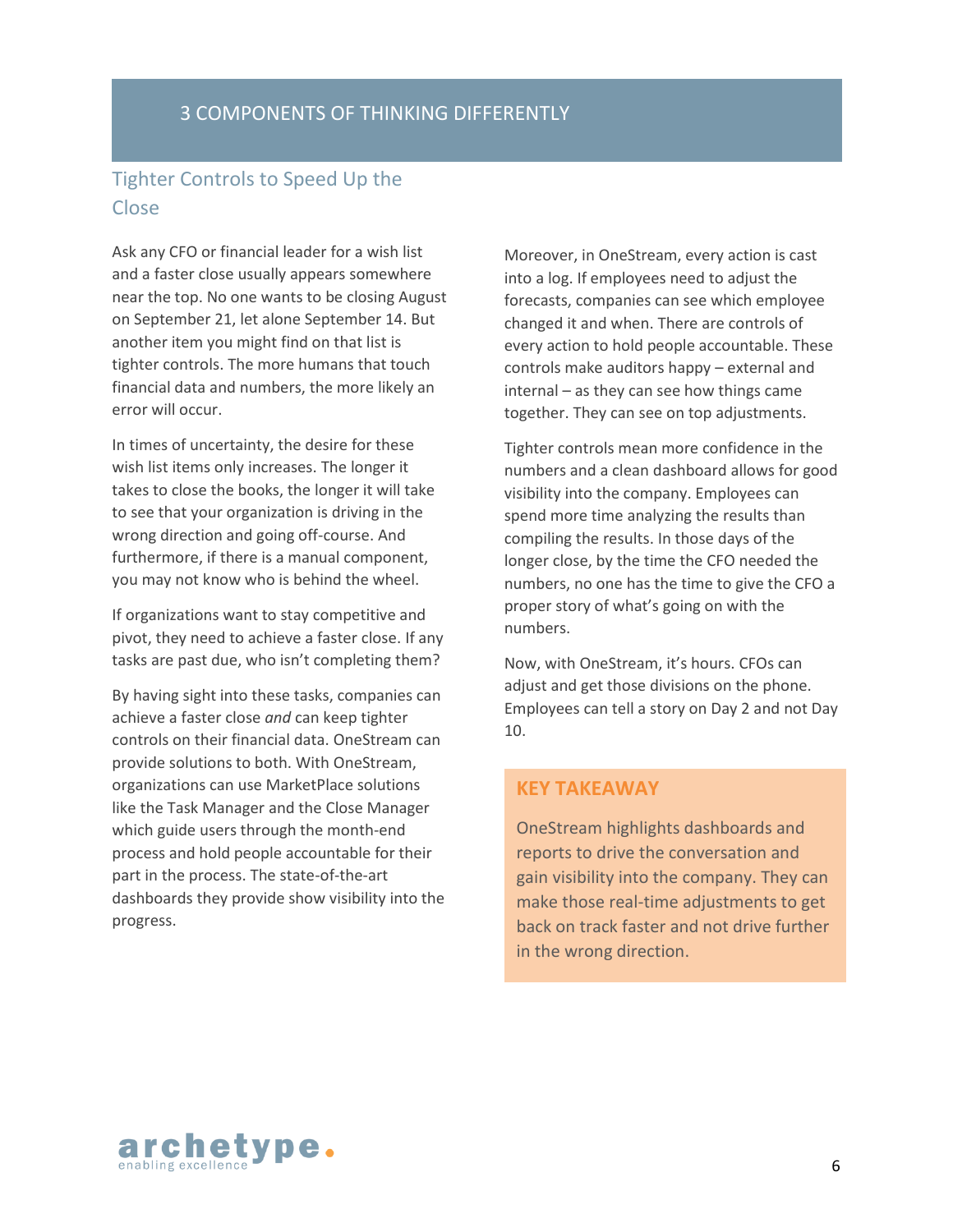# 3 COMPONENTS OF THINKING DIFFERENTLY

## Tighter Controls to Speed Up the Close

Ask any CFO or financial leader for a wish list and a faster close usually appears somewhere near the top. No one wants to be closing August on September 21, let alone September 14. But another item you might find on that list is tighter controls. The more humans that touch financial data and numbers, the more likely an error will occur.

In times of uncertainty, the desire for these wish list items only increases. The longer it takes to close the books, the longer it will take to see that your organization is driving in the wrong direction and going off-course. And furthermore, if there is a manual component, you may not know who is behind the wheel.

If organizations want to stay competitive and pivot, they need to achieve a faster close. If any tasks are past due, who isn't completing them?

By having sight into these tasks, companies can achieve a faster close *and* can keep tighter controls on their financial data. OneStream can provide solutions to both. With OneStream, organizations can use MarketPlace solutions like the Task Manager and the Close Manager which guide users through the month-end process and hold people accountable for their part in the process. The state-of-the-art dashboards they provide show visibility into the progress.

Moreover, in OneStream, every action is cast into a log. If employees need to adjust the forecasts, companies can see which employee changed it and when. There are controls of every action to hold people accountable. These controls make auditors happy – external and internal – as they can see how things came together. They can see on top adjustments.

Tighter controls mean more confidence in the numbers and a clean dashboard allows for good visibility into the company. Employees can spend more time analyzing the results than compiling the results. In those days of the longer close, by the time the CFO needed the numbers, no one has the time to give the CFO a proper story of what's going on with the numbers.

Now, with OneStream, it's hours. CFOs can adjust and get those divisions on the phone. Employees can tell a story on Day 2 and not Day 10.

**KEY TAKEAWAY**

OneStream highlights dashboards and reports to drive the conversation and gain visibility into the company. They can make those real-time adjustments to get back on track faster and not drive further in the wrong direction.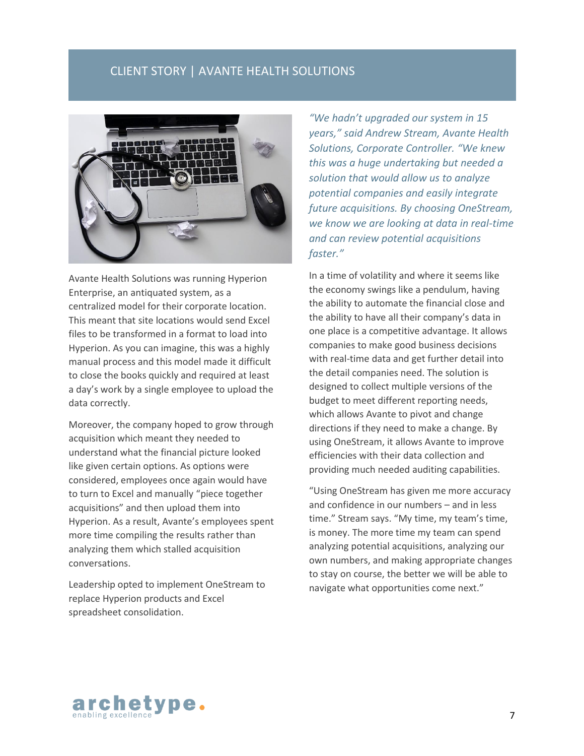## CLIENT STORY | AVANTE HEALTH SOLUTIONS

Avante Health Solutions was running Hyperion Enterprise, an antiquated system, as a centralized model for their corporate location. This meant that site locations would send Excel files to be transformed in a format to load into Hyperion. As you can imagine, this was a highly manual process and this model made it difficult to close the books quickly and required at least a day's work by a single employee to upload the data correctly.

Moreover, the company hoped to grow through acquisition which meant they needed to understand what the financial picture looked like given certain options. As options were considered, employees once again would have to turn to Excel and manually "piece together acquisitions" and then upload them into Hyperion. As a result, Avante's employees spent more time compiling the results rather than analyzing them which stalled acquisition conversations.

Leadership opted to implement OneStream to replace Hyperion products and Excel spreadsheet consolidation.

*"We hadn't upgraded our system in 15 years," said Andrew Stream, Avante Health Solutions, Corporate Controller. "We knew this was a huge undertaking but needed a solution that would allow us to analyze potential companies and easily integrate future acquisitions. By choosing OneStream, we know we are looking at data in real-time and can review potential acquisitions faster."*

In a time of volatility and where it seems like the economy swings like a pendulum, having the ability to automate the financial close and the ability to have all their company's data in one place is a competitive advantage. It allows companies to make good business decisions with real-time data and get further detail into the detail companies need. The solution is designed to collect multiple versions of the budget to meet different reporting needs, which allows Avante to pivot and change directions if they need to make a change. By using OneStream, it allows Avante to improve efficiencies with their data collection and providing much needed auditing capabilities.

"Using OneStream has given me more accuracy and confidence in our numbers – and in less time." Stream says. "My time, my team's time, is money. The more time my team can spend analyzing potential acquisitions, analyzing our own numbers, and making appropriate changes to stay on course, the better we will be able to navigate what opportunities come next."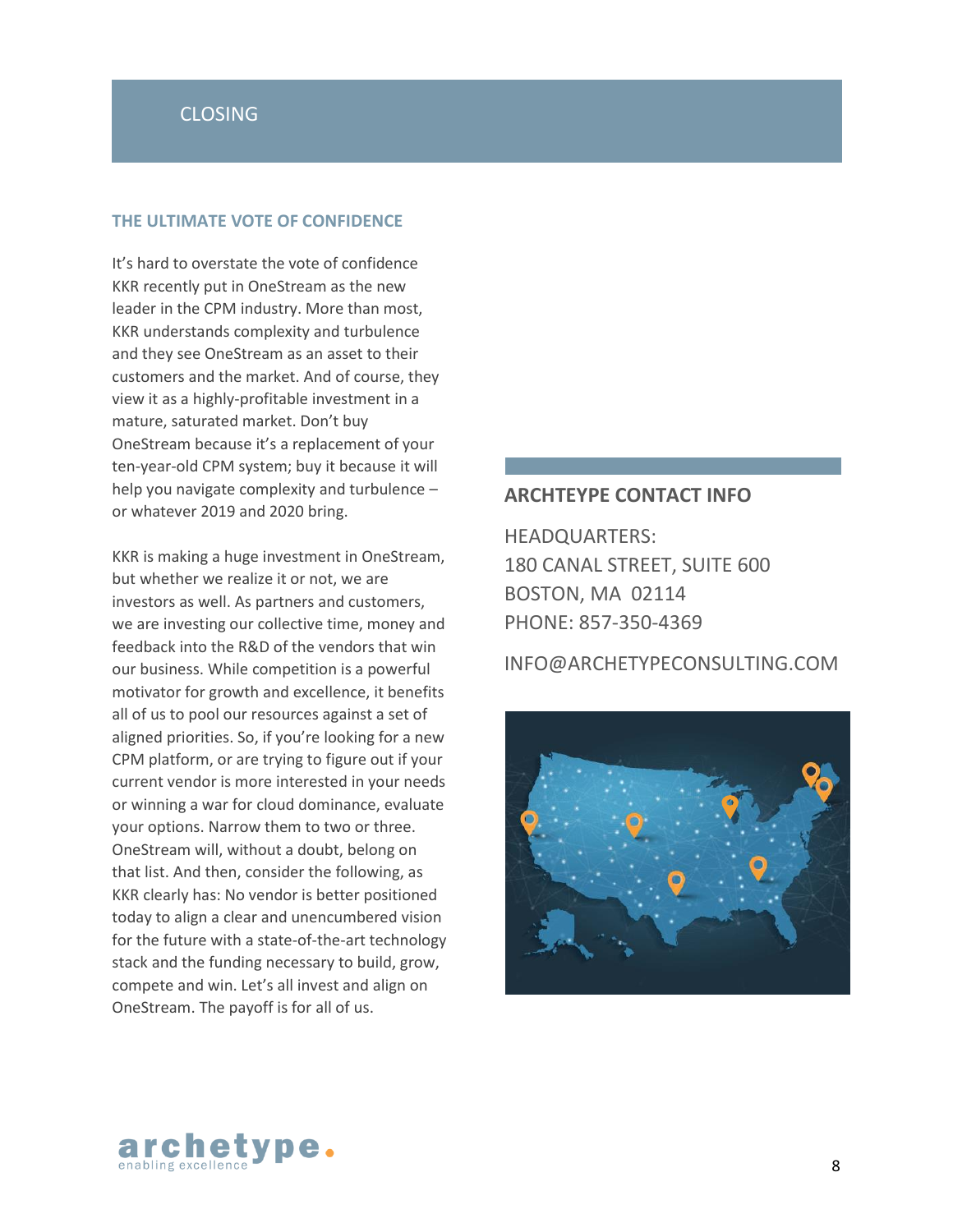# CLOSING

## THE ULTIMATE VOTE OF CONFIDENCE

It's hard to overstate the vote of confidence KKR recently put in OneStream as the new leader in the CPM industry. More than most, KKR understands complexity and turbulence and they see OneStream as an asset to their customers and the market. And of course, they view it as a highly-profitable investment in a mature, saturated market. Don't buy OneStream because it's a replacement of your ten-year-old CPM system; buy it because it will help you navigate complexity and turbulence – or whatever 2019 and 2020 bring.

KKR is making a huge investment in OneStream, but whether we realize it or not, we are investors as well. As partners and customers, we are investing our collective time, money and feedback into the R&D of the vendors that win our business. While competition is a powerful motivator for growth and excellence, it benefits all of us to pool our resources against a set of aligned priorities. So, if you're looking for a new CPM platform, or are trying to figure out if your current vendor is more interested in your needs or winning a war for cloud dominance, evaluate your options. Narrow them to two or three. OneStream will, without a doubt, belong on that list. And then, consider the following, as KKR clearly has: No vendor is better positioned today to align a clear and unencumbered vision for the future with a state-of-the-art technology stack and the funding necessary to build, grow, compete and win. Let's all invest and align on OneStream. The payoff is for all of us.

## ARCHTEYPE CONTACT INFO

HEADQUARTERS:
180 CANAL STREET, SUITE 600
BOSTON, MA 02114
PHONE: 857-350-4369

INFO@ARCHETYPECONSULTING.COM